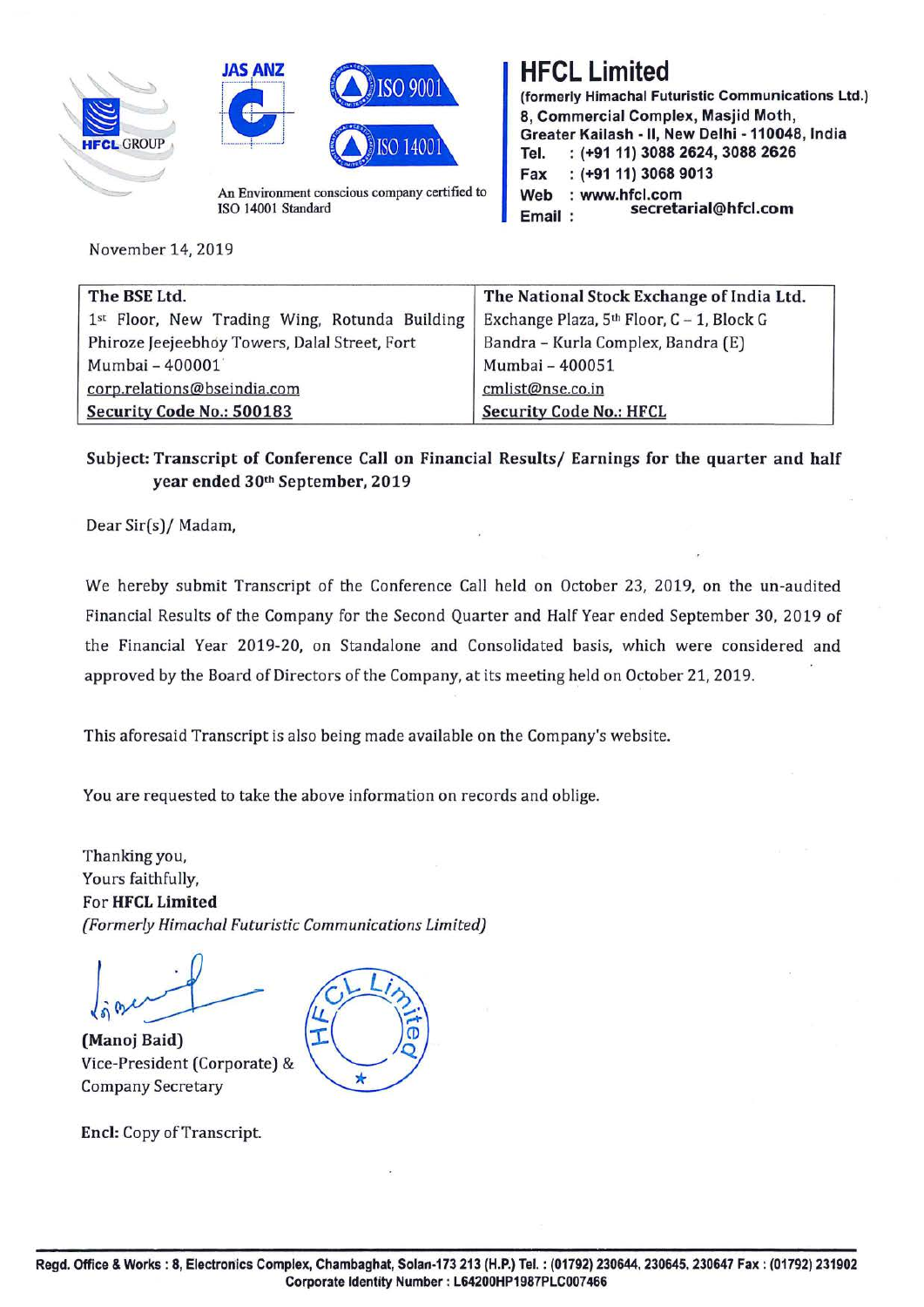# HFCL Limited

(formerly Himachal Futuristic Communications Ltd.)
8, Commercial Complex, Masjid Moth,
Greater Kailash - II, New Delhi - 110048, India
Tel. : (+91 11) 3088 2624, 3088 2626
Fax : (+91 11) 3068 9013
Web : www.hfcl.com
Email : secretarial@hfcl.com

HFCL GROUP

JAS ANZ

ISO 9001

ISO 14001

An Environment conscious company certified to ISO 14001 Standard

November 14, 2019

| The BSE Ltd. | The National Stock Exchange of India Ltd. |
|---|---|
| 1st Floor, New Trading Wing, Rotunda Building | Exchange Plaza, 5th Floor, C – 1, Block G |
| Phiroze Jeejeebhoy Towers, Dalal Street, Fort | Bandra – Kurla Complex, Bandra (E) |
| Mumbai – 400001 | Mumbai – 400051 |
| corp.relations@bseindia.com | cmlist@nse.co.in |
| **Security Code No.: 500183** | **Security Code No.: HFCL** |

**Subject: Transcript of Conference Call on Financial Results/ Earnings for the quarter and half year ended 30th September, 2019**

Dear Sir(s)/ Madam,

We hereby submit Transcript of the Conference Call held on October 23, 2019, on the un-audited Financial Results of the Company for the Second Quarter and Half Year ended September 30, 2019 of the Financial Year 2019-20, on Standalone and Consolidated basis, which were considered and approved by the Board of Directors of the Company, at its meeting held on October 21, 2019.

This aforesaid Transcript is also being made available on the Company's website.

You are requested to take the above information on records and oblige.

Thanking you,
Yours faithfully,
For **HFCL Limited**
*(Formerly Himachal Futuristic Communications Limited)*

**(Manoj Baid)**
Vice-President (Corporate) &
Company Secretary

**Encl:** Copy of Transcript.

Regd. Office & Works : 8, Electronics Complex, Chambaghat, Solan-173 213 (H.P.) Tel. : (01792) 230644, 230645, 230647 Fax : (01792) 231902
Corporate Identity Number : L64200HP1987PLC007466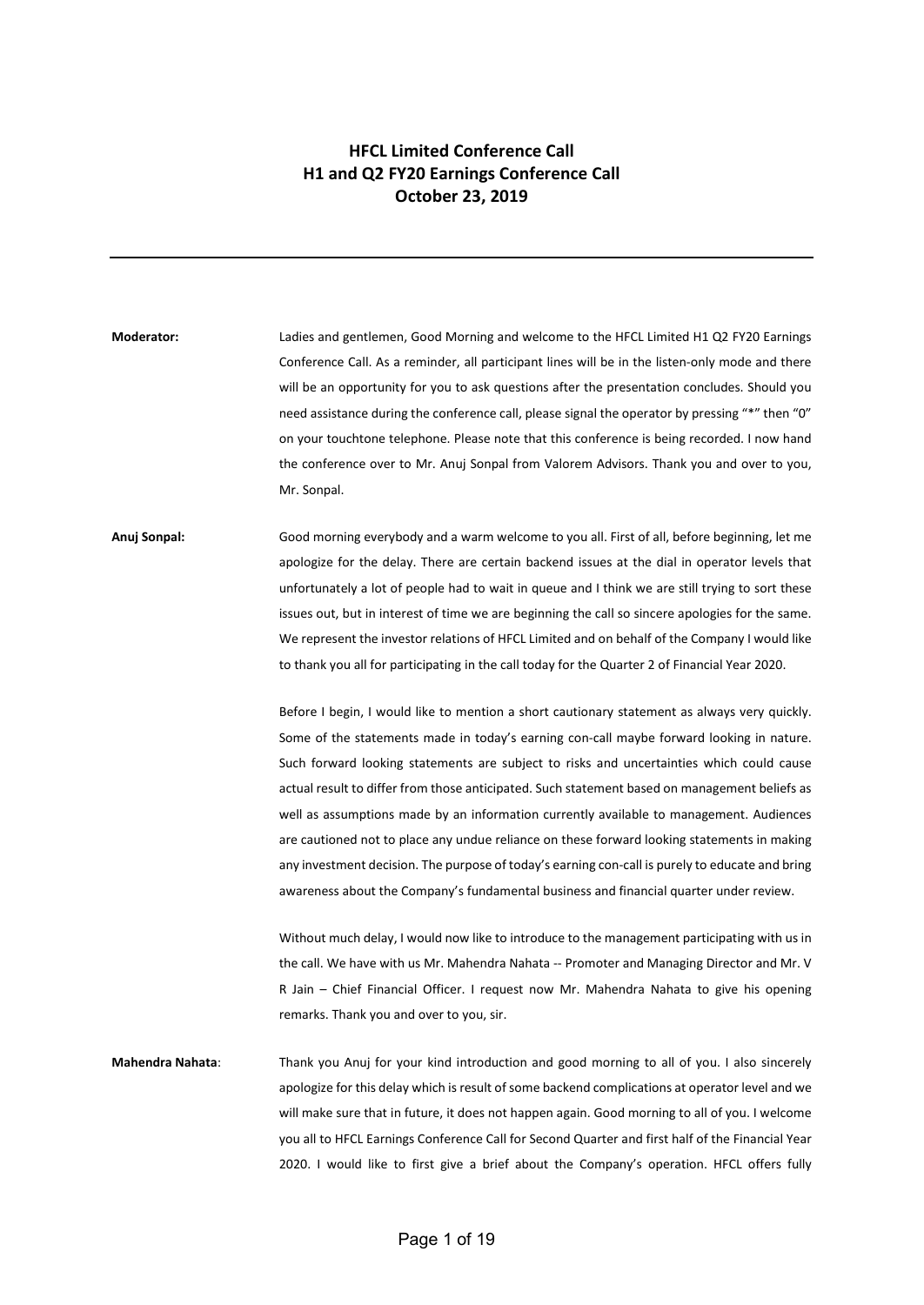# HFCL Limited Conference Call
## H1 and Q2 FY20 Earnings Conference Call
### October 23, 2019

---

**Moderator:** Ladies and gentlemen, Good Morning and welcome to the HFCL Limited H1 Q2 FY20 Earnings Conference Call. As a reminder, all participant lines will be in the listen-only mode and there will be an opportunity for you to ask questions after the presentation concludes. Should you need assistance during the conference call, please signal the operator by pressing "*" then "0" on your touchtone telephone. Please note that this conference is being recorded. I now hand the conference over to Mr. Anuj Sonpal from Valorem Advisors. Thank you and over to you, Mr. Sonpal.

**Anuj Sonpal:** Good morning everybody and a warm welcome to you all. First of all, before beginning, let me apologize for the delay. There are certain backend issues at the dial in operator levels that unfortunately a lot of people had to wait in queue and I think we are still trying to sort these issues out, but in interest of time we are beginning the call so sincere apologies for the same. We represent the investor relations of HFCL Limited and on behalf of the Company I would like to thank you all for participating in the call today for the Quarter 2 of Financial Year 2020.

Before I begin, I would like to mention a short cautionary statement as always very quickly. Some of the statements made in today's earning con-call maybe forward looking in nature. Such forward looking statements are subject to risks and uncertainties which could cause actual result to differ from those anticipated. Such statement based on management beliefs as well as assumptions made by an information currently available to management. Audiences are cautioned not to place any undue reliance on these forward looking statements in making any investment decision. The purpose of today's earning con-call is purely to educate and bring awareness about the Company's fundamental business and financial quarter under review.

Without much delay, I would now like to introduce to the management participating with us in the call. We have with us Mr. Mahendra Nahata -- Promoter and Managing Director and Mr. V R Jain – Chief Financial Officer. I request now Mr. Mahendra Nahata to give his opening remarks. Thank you and over to you, sir.

**Mahendra Nahata:** Thank you Anuj for your kind introduction and good morning to all of you. I also sincerely apologize for this delay which is result of some backend complications at operator level and we will make sure that in future, it does not happen again. Good morning to all of you. I welcome you all to HFCL Earnings Conference Call for Second Quarter and first half of the Financial Year 2020. I would like to first give a brief about the Company's operation. HFCL offers fully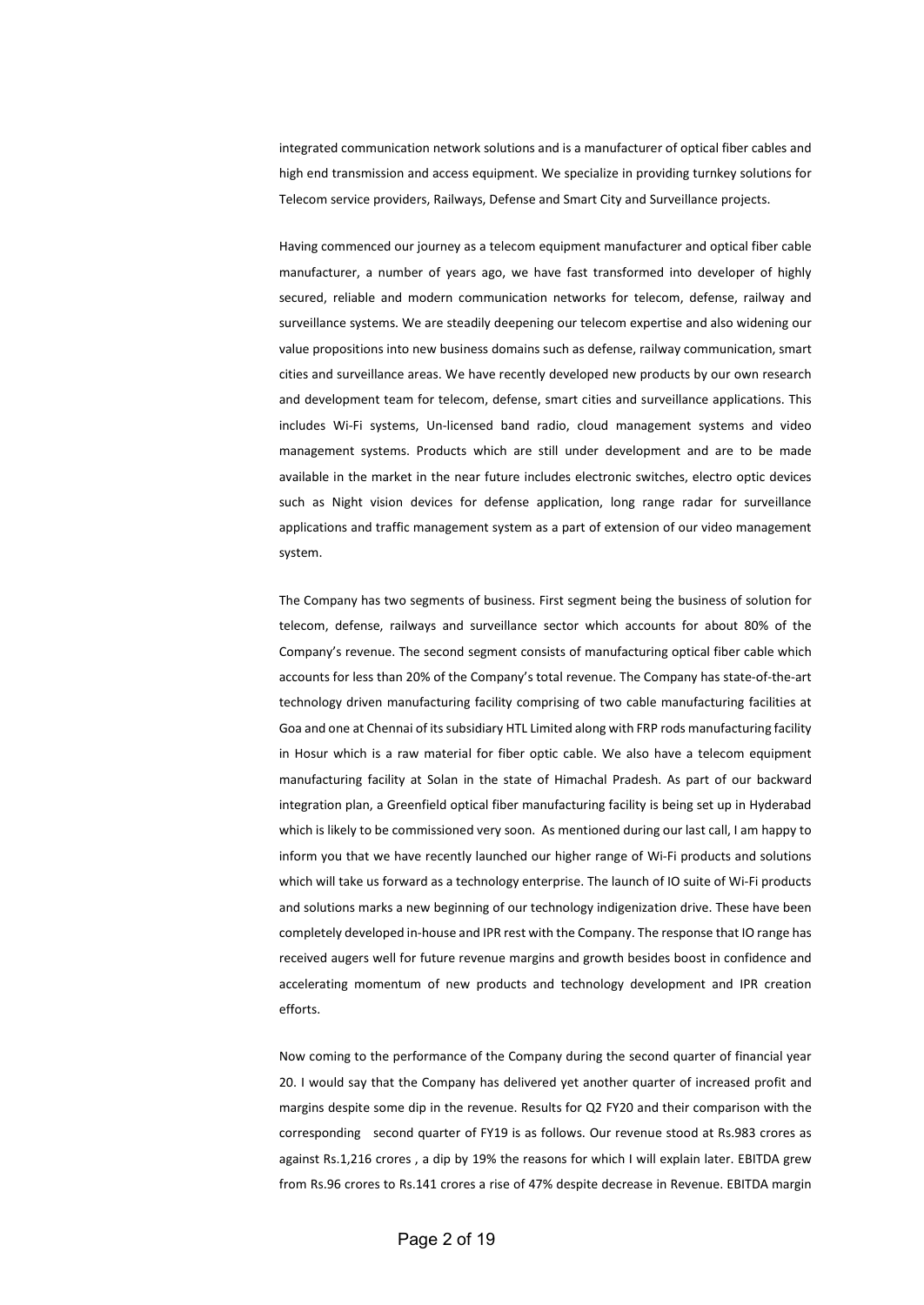integrated communication network solutions and is a manufacturer of optical fiber cables and high end transmission and access equipment. We specialize in providing turnkey solutions for Telecom service providers, Railways, Defense and Smart City and Surveillance projects.

Having commenced our journey as a telecom equipment manufacturer and optical fiber cable manufacturer, a number of years ago, we have fast transformed into developer of highly secured, reliable and modern communication networks for telecom, defense, railway and surveillance systems. We are steadily deepening our telecom expertise and also widening our value propositions into new business domains such as defense, railway communication, smart cities and surveillance areas. We have recently developed new products by our own research and development team for telecom, defense, smart cities and surveillance applications. This includes Wi-Fi systems, Un-licensed band radio, cloud management systems and video management systems. Products which are still under development and are to be made available in the market in the near future includes electronic switches, electro optic devices such as Night vision devices for defense application, long range radar for surveillance applications and traffic management system as a part of extension of our video management system.

The Company has two segments of business. First segment being the business of solution for telecom, defense, railways and surveillance sector which accounts for about 80% of the Company's revenue. The second segment consists of manufacturing optical fiber cable which accounts for less than 20% of the Company's total revenue. The Company has state-of-the-art technology driven manufacturing facility comprising of two cable manufacturing facilities at Goa and one at Chennai of its subsidiary HTL Limited along with FRP rods manufacturing facility in Hosur which is a raw material for fiber optic cable. We also have a telecom equipment manufacturing facility at Solan in the state of Himachal Pradesh. As part of our backward integration plan, a Greenfield optical fiber manufacturing facility is being set up in Hyderabad which is likely to be commissioned very soon. As mentioned during our last call, I am happy to inform you that we have recently launched our higher range of Wi-Fi products and solutions which will take us forward as a technology enterprise. The launch of IO suite of Wi-Fi products and solutions marks a new beginning of our technology indigenization drive. These have been completely developed in-house and IPR rest with the Company. The response that IO range has received augers well for future revenue margins and growth besides boost in confidence and accelerating momentum of new products and technology development and IPR creation efforts.

Now coming to the performance of the Company during the second quarter of financial year 20. I would say that the Company has delivered yet another quarter of increased profit and margins despite some dip in the revenue. Results for Q2 FY20 and their comparison with the corresponding second quarter of FY19 is as follows. Our revenue stood at Rs.983 crores as against Rs.1,216 crores , a dip by 19% the reasons for which I will explain later. EBITDA grew from Rs.96 crores to Rs.141 crores a rise of 47% despite decrease in Revenue. EBITDA margin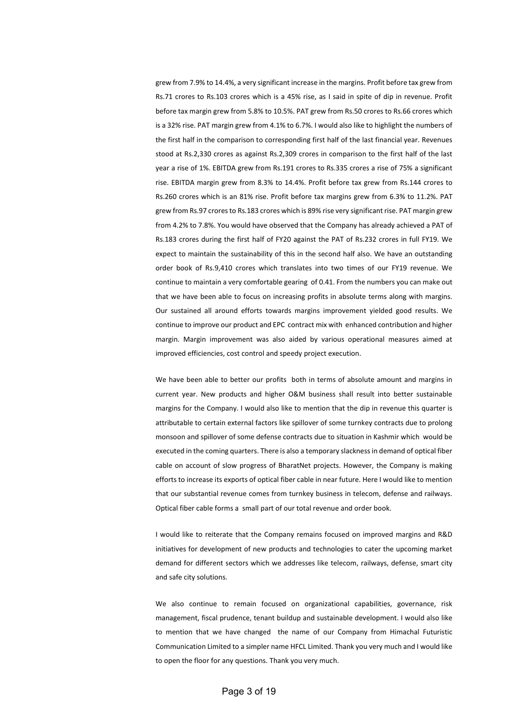grew from 7.9% to 14.4%, a very significant increase in the margins. Profit before tax grew from Rs.71 crores to Rs.103 crores which is a 45% rise, as I said in spite of dip in revenue. Profit before tax margin grew from 5.8% to 10.5%. PAT grew from Rs.50 crores to Rs.66 crores which is a 32% rise. PAT margin grew from 4.1% to 6.7%. I would also like to highlight the numbers of the first half in the comparison to corresponding first half of the last financial year. Revenues stood at Rs.2,330 crores as against Rs.2,309 crores in comparison to the first half of the last year a rise of 1%. EBITDA grew from Rs.191 crores to Rs.335 crores a rise of 75% a significant rise. EBITDA margin grew from 8.3% to 14.4%. Profit before tax grew from Rs.144 crores to Rs.260 crores which is an 81% rise. Profit before tax margins grew from 6.3% to 11.2%. PAT grew from Rs.97 crores to Rs.183 crores which is 89% rise very significant rise. PAT margin grew from 4.2% to 7.8%. You would have observed that the Company has already achieved a PAT of Rs.183 crores during the first half of FY20 against the PAT of Rs.232 crores in full FY19. We expect to maintain the sustainability of this in the second half also. We have an outstanding order book of Rs.9,410 crores which translates into two times of our FY19 revenue. We continue to maintain a very comfortable gearing of 0.41. From the numbers you can make out that we have been able to focus on increasing profits in absolute terms along with margins. Our sustained all around efforts towards margins improvement yielded good results. We continue to improve our product and EPC contract mix with enhanced contribution and higher margin. Margin improvement was also aided by various operational measures aimed at improved efficiencies, cost control and speedy project execution.

We have been able to better our profits both in terms of absolute amount and margins in current year. New products and higher O&M business shall result into better sustainable margins for the Company. I would also like to mention that the dip in revenue this quarter is attributable to certain external factors like spillover of some turnkey contracts due to prolong monsoon and spillover of some defense contracts due to situation in Kashmir which would be executed in the coming quarters. There is also a temporary slackness in demand of optical fiber cable on account of slow progress of BharatNet projects. However, the Company is making efforts to increase its exports of optical fiber cable in near future. Here I would like to mention that our substantial revenue comes from turnkey business in telecom, defense and railways. Optical fiber cable forms a small part of our total revenue and order book.

I would like to reiterate that the Company remains focused on improved margins and R&D initiatives for development of new products and technologies to cater the upcoming market demand for different sectors which we addresses like telecom, railways, defense, smart city and safe city solutions.

We also continue to remain focused on organizational capabilities, governance, risk management, fiscal prudence, tenant buildup and sustainable development. I would also like to mention that we have changed the name of our Company from Himachal Futuristic Communication Limited to a simpler name HFCL Limited. Thank you very much and I would like to open the floor for any questions. Thank you very much.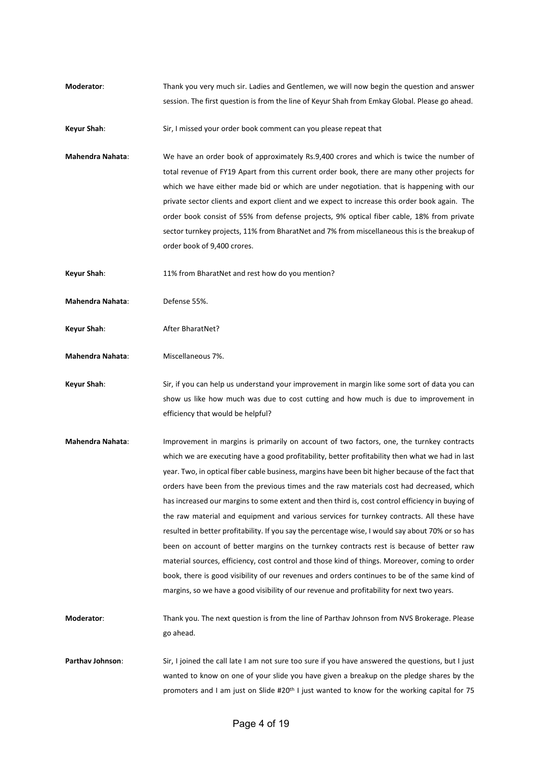**Moderator**: Thank you very much sir. Ladies and Gentlemen, we will now begin the question and answer session. The first question is from the line of Keyur Shah from Emkay Global. Please go ahead.

**Keyur Shah**: Sir, I missed your order book comment can you please repeat that

**Mahendra Nahata**: We have an order book of approximately Rs.9,400 crores and which is twice the number of total revenue of FY19 Apart from this current order book, there are many other projects for which we have either made bid or which are under negotiation. that is happening with our private sector clients and export client and we expect to increase this order book again. The order book consist of 55% from defense projects, 9% optical fiber cable, 18% from private sector turnkey projects, 11% from BharatNet and 7% from miscellaneous this is the breakup of order book of 9,400 crores.

**Keyur Shah**: 11% from BharatNet and rest how do you mention?

**Mahendra Nahata**: Defense 55%.

**Keyur Shah**: After BharatNet?

**Mahendra Nahata**: Miscellaneous 7%.

**Keyur Shah**: Sir, if you can help us understand your improvement in margin like some sort of data you can show us like how much was due to cost cutting and how much is due to improvement in efficiency that would be helpful?

**Mahendra Nahata**: Improvement in margins is primarily on account of two factors, one, the turnkey contracts which we are executing have a good profitability, better profitability then what we had in last year. Two, in optical fiber cable business, margins have been bit higher because of the fact that orders have been from the previous times and the raw materials cost had decreased, which has increased our margins to some extent and then third is, cost control efficiency in buying of the raw material and equipment and various services for turnkey contracts. All these have resulted in better profitability. If you say the percentage wise, I would say about 70% or so has been on account of better margins on the turnkey contracts rest is because of better raw material sources, efficiency, cost control and those kind of things. Moreover, coming to order book, there is good visibility of our revenues and orders continues to be of the same kind of margins, so we have a good visibility of our revenue and profitability for next two years.

**Moderator**: Thank you. The next question is from the line of Parthav Johnson from NVS Brokerage. Please go ahead.

**Parthav Johnson**: Sir, I joined the call late I am not sure too sure if you have answered the questions, but I just wanted to know on one of your slide you have given a breakup on the pledge shares by the promoters and I am just on Slide #20th I just wanted to know for the working capital for 75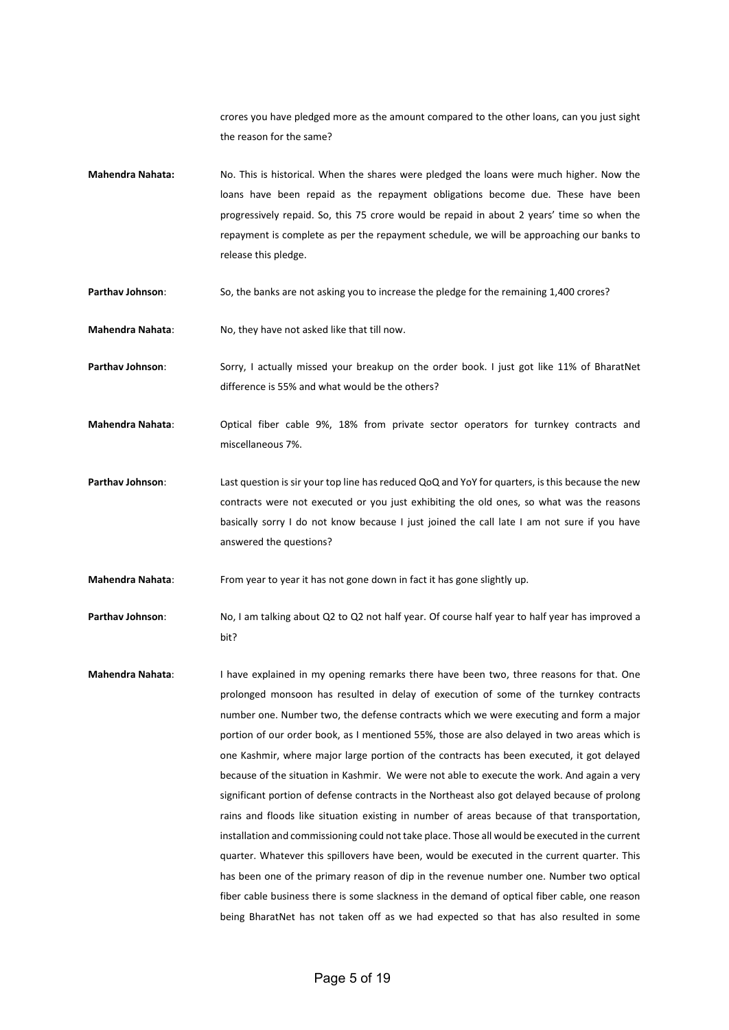crores you have pledged more as the amount compared to the other loans, can you just sight the reason for the same?

**Mahendra Nahata:** No. This is historical. When the shares were pledged the loans were much higher. Now the loans have been repaid as the repayment obligations become due. These have been progressively repaid. So, this 75 crore would be repaid in about 2 years' time so when the repayment is complete as per the repayment schedule, we will be approaching our banks to release this pledge.

**Parthav Johnson**: So, the banks are not asking you to increase the pledge for the remaining 1,400 crores?

**Mahendra Nahata**: No, they have not asked like that till now.

**Parthav Johnson**: Sorry, I actually missed your breakup on the order book. I just got like 11% of BharatNet difference is 55% and what would be the others?

**Mahendra Nahata**: Optical fiber cable 9%, 18% from private sector operators for turnkey contracts and miscellaneous 7%.

**Parthav Johnson**: Last question is sir your top line has reduced QoQ and YoY for quarters, is this because the new contracts were not executed or you just exhibiting the old ones, so what was the reasons basically sorry I do not know because I just joined the call late I am not sure if you have answered the questions?

**Mahendra Nahata**: From year to year it has not gone down in fact it has gone slightly up.

**Parthav Johnson**: No, I am talking about Q2 to Q2 not half year. Of course half year to half year has improved a bit?

**Mahendra Nahata**: I have explained in my opening remarks there have been two, three reasons for that. One prolonged monsoon has resulted in delay of execution of some of the turnkey contracts number one. Number two, the defense contracts which we were executing and form a major portion of our order book, as I mentioned 55%, those are also delayed in two areas which is one Kashmir, where major large portion of the contracts has been executed, it got delayed because of the situation in Kashmir. We were not able to execute the work. And again a very significant portion of defense contracts in the Northeast also got delayed because of prolong rains and floods like situation existing in number of areas because of that transportation, installation and commissioning could not take place. Those all would be executed in the current quarter. Whatever this spillovers have been, would be executed in the current quarter. This has been one of the primary reason of dip in the revenue number one. Number two optical fiber cable business there is some slackness in the demand of optical fiber cable, one reason being BharatNet has not taken off as we had expected so that has also resulted in some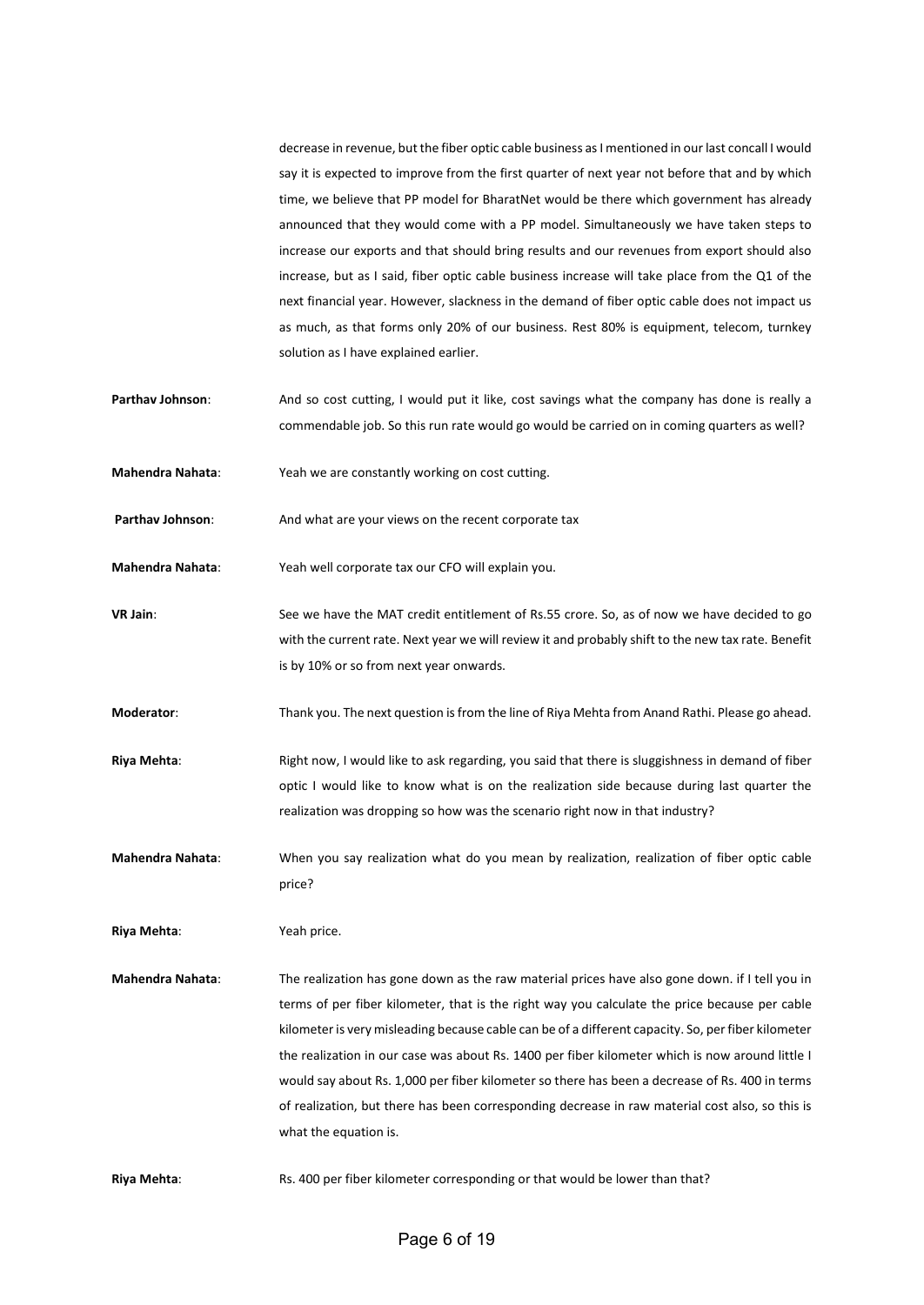decrease in revenue, but the fiber optic cable business as I mentioned in our last concall I would say it is expected to improve from the first quarter of next year not before that and by which time, we believe that PP model for BharatNet would be there which government has already announced that they would come with a PP model. Simultaneously we have taken steps to increase our exports and that should bring results and our revenues from export should also increase, but as I said, fiber optic cable business increase will take place from the Q1 of the next financial year. However, slackness in the demand of fiber optic cable does not impact us as much, as that forms only 20% of our business. Rest 80% is equipment, telecom, turnkey solution as I have explained earlier.

**Parthav Johnson**: And so cost cutting, I would put it like, cost savings what the company has done is really a commendable job. So this run rate would go would be carried on in coming quarters as well?

**Mahendra Nahata**: Yeah we are constantly working on cost cutting.

**Parthav Johnson**: And what are your views on the recent corporate tax

**Mahendra Nahata**: Yeah well corporate tax our CFO will explain you.

**VR Jain**: See we have the MAT credit entitlement of Rs.55 crore. So, as of now we have decided to go with the current rate. Next year we will review it and probably shift to the new tax rate. Benefit is by 10% or so from next year onwards.

**Moderator**: Thank you. The next question is from the line of Riya Mehta from Anand Rathi. Please go ahead.

**Riya Mehta**: Right now, I would like to ask regarding, you said that there is sluggishness in demand of fiber optic I would like to know what is on the realization side because during last quarter the realization was dropping so how was the scenario right now in that industry?

**Mahendra Nahata**: When you say realization what do you mean by realization, realization of fiber optic cable price?

**Riya Mehta**: Yeah price.

**Mahendra Nahata**: The realization has gone down as the raw material prices have also gone down. if I tell you in terms of per fiber kilometer, that is the right way you calculate the price because per cable kilometer is very misleading because cable can be of a different capacity. So, per fiber kilometer the realization in our case was about Rs. 1400 per fiber kilometer which is now around little I would say about Rs. 1,000 per fiber kilometer so there has been a decrease of Rs. 400 in terms of realization, but there has been corresponding decrease in raw material cost also, so this is what the equation is.

**Riya Mehta**: Rs. 400 per fiber kilometer corresponding or that would be lower than that?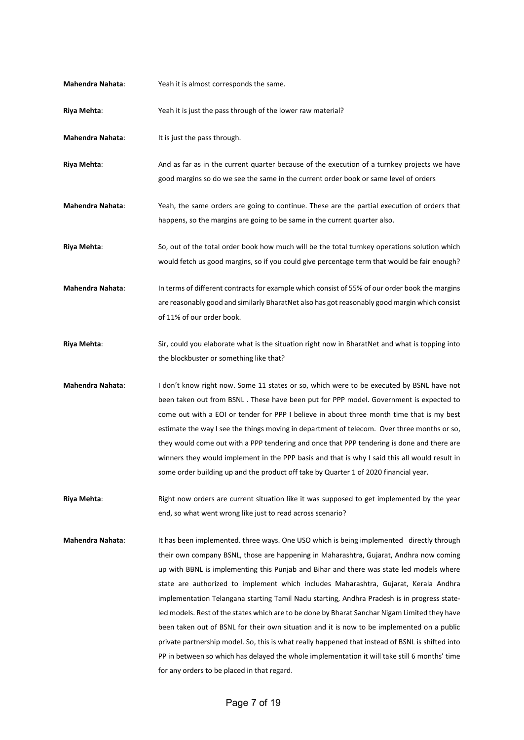**Mahendra Nahata**: Yeah it is almost corresponds the same.

**Riya Mehta**: Yeah it is just the pass through of the lower raw material?

**Mahendra Nahata**: It is just the pass through.

**Riya Mehta**: And as far as in the current quarter because of the execution of a turnkey projects we have good margins so do we see the same in the current order book or same level of orders

**Mahendra Nahata**: Yeah, the same orders are going to continue. These are the partial execution of orders that happens, so the margins are going to be same in the current quarter also.

**Riya Mehta**: So, out of the total order book how much will be the total turnkey operations solution which would fetch us good margins, so if you could give percentage term that would be fair enough?

**Mahendra Nahata**: In terms of different contracts for example which consist of 55% of our order book the margins are reasonably good and similarly BharatNet also has got reasonably good margin which consist of 11% of our order book.

**Riya Mehta**: Sir, could you elaborate what is the situation right now in BharatNet and what is topping into the blockbuster or something like that?

**Mahendra Nahata**: I don't know right now. Some 11 states or so, which were to be executed by BSNL have not been taken out from BSNL . These have been put for PPP model. Government is expected to come out with a EOI or tender for PPP I believe in about three month time that is my best estimate the way I see the things moving in department of telecom. Over three months or so, they would come out with a PPP tendering and once that PPP tendering is done and there are winners they would implement in the PPP basis and that is why I said this all would result in some order building up and the product off take by Quarter 1 of 2020 financial year.

**Riya Mehta**: Right now orders are current situation like it was supposed to get implemented by the year end, so what went wrong like just to read across scenario?

**Mahendra Nahata**: It has been implemented. three ways. One USO which is being implemented directly through their own company BSNL, those are happening in Maharashtra, Gujarat, Andhra now coming up with BBNL is implementing this Punjab and Bihar and there was state led models where state are authorized to implement which includes Maharashtra, Gujarat, Kerala Andhra implementation Telangana starting Tamil Nadu starting, Andhra Pradesh is in progress state-led models. Rest of the states which are to be done by Bharat Sanchar Nigam Limited they have been taken out of BSNL for their own situation and it is now to be implemented on a public private partnership model. So, this is what really happened that instead of BSNL is shifted into PP in between so which has delayed the whole implementation it will take still 6 months' time for any orders to be placed in that regard.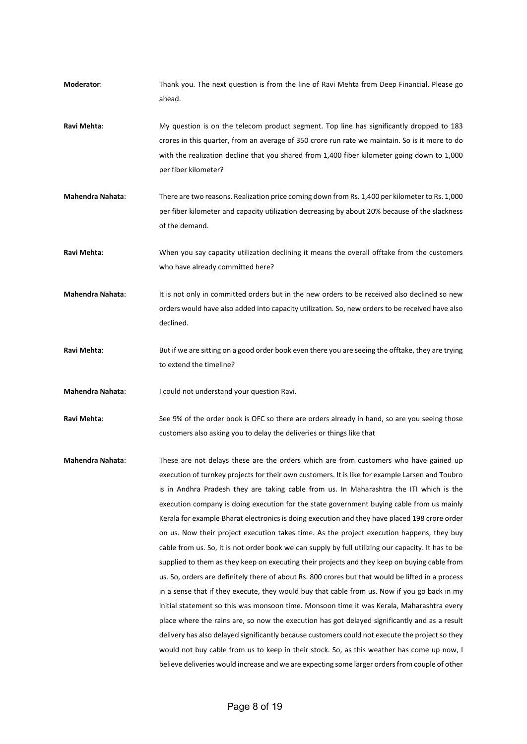**Moderator**: Thank you. The next question is from the line of Ravi Mehta from Deep Financial. Please go ahead.

**Ravi Mehta**: My question is on the telecom product segment. Top line has significantly dropped to 183 crores in this quarter, from an average of 350 crore run rate we maintain. So is it more to do with the realization decline that you shared from 1,400 fiber kilometer going down to 1,000 per fiber kilometer?

**Mahendra Nahata**: There are two reasons. Realization price coming down from Rs. 1,400 per kilometer to Rs. 1,000 per fiber kilometer and capacity utilization decreasing by about 20% because of the slackness of the demand.

**Ravi Mehta**: When you say capacity utilization declining it means the overall offtake from the customers who have already committed here?

**Mahendra Nahata**: It is not only in committed orders but in the new orders to be received also declined so new orders would have also added into capacity utilization. So, new orders to be received have also declined.

**Ravi Mehta**: But if we are sitting on a good order book even there you are seeing the offtake, they are trying to extend the timeline?

**Mahendra Nahata**: I could not understand your question Ravi.

**Ravi Mehta**: See 9% of the order book is OFC so there are orders already in hand, so are you seeing those customers also asking you to delay the deliveries or things like that

**Mahendra Nahata**: These are not delays these are the orders which are from customers who have gained up execution of turnkey projects for their own customers. It is like for example Larsen and Toubro is in Andhra Pradesh they are taking cable from us. In Maharashtra the ITI which is the execution company is doing execution for the state government buying cable from us mainly Kerala for example Bharat electronics is doing execution and they have placed 198 crore order on us. Now their project execution takes time. As the project execution happens, they buy cable from us. So, it is not order book we can supply by full utilizing our capacity. It has to be supplied to them as they keep on executing their projects and they keep on buying cable from us. So, orders are definitely there of about Rs. 800 crores but that would be lifted in a process in a sense that if they execute, they would buy that cable from us. Now if you go back in my initial statement so this was monsoon time. Monsoon time it was Kerala, Maharashtra every place where the rains are, so now the execution has got delayed significantly and as a result delivery has also delayed significantly because customers could not execute the project so they would not buy cable from us to keep in their stock. So, as this weather has come up now, I believe deliveries would increase and we are expecting some larger orders from couple of other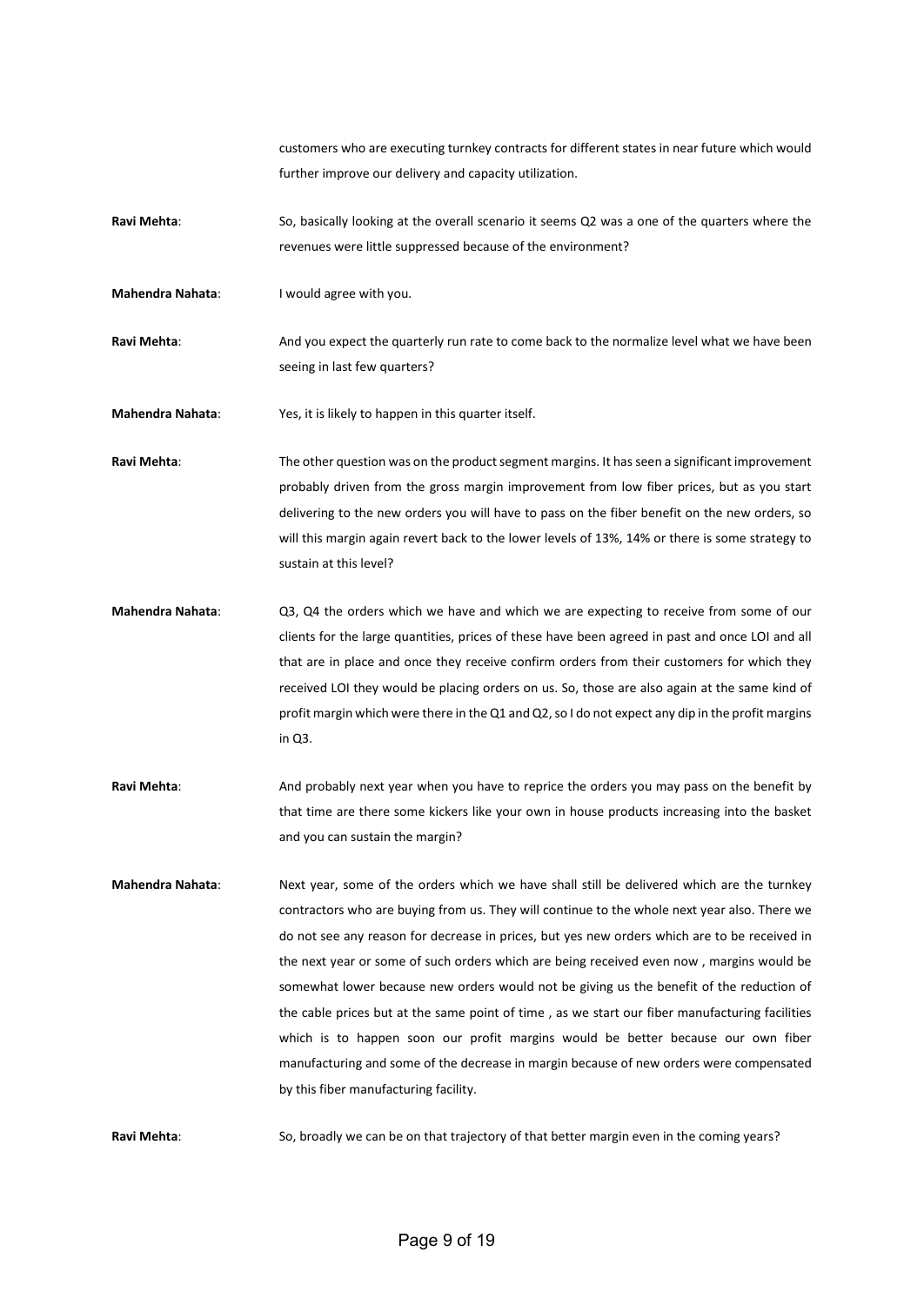customers who are executing turnkey contracts for different states in near future which would further improve our delivery and capacity utilization.

**Ravi Mehta**: So, basically looking at the overall scenario it seems Q2 was a one of the quarters where the revenues were little suppressed because of the environment?

**Mahendra Nahata**: I would agree with you.

**Ravi Mehta**: And you expect the quarterly run rate to come back to the normalize level what we have been seeing in last few quarters?

**Mahendra Nahata**: Yes, it is likely to happen in this quarter itself.

**Ravi Mehta**: The other question was on the product segment margins. It has seen a significant improvement probably driven from the gross margin improvement from low fiber prices, but as you start delivering to the new orders you will have to pass on the fiber benefit on the new orders, so will this margin again revert back to the lower levels of 13%, 14% or there is some strategy to sustain at this level?

**Mahendra Nahata**: Q3, Q4 the orders which we have and which we are expecting to receive from some of our clients for the large quantities, prices of these have been agreed in past and once LOI and all that are in place and once they receive confirm orders from their customers for which they received LOI they would be placing orders on us. So, those are also again at the same kind of profit margin which were there in the Q1 and Q2, so I do not expect any dip in the profit margins in Q3.

**Ravi Mehta**: And probably next year when you have to reprice the orders you may pass on the benefit by that time are there some kickers like your own in house products increasing into the basket and you can sustain the margin?

**Mahendra Nahata**: Next year, some of the orders which we have shall still be delivered which are the turnkey contractors who are buying from us. They will continue to the whole next year also. There we do not see any reason for decrease in prices, but yes new orders which are to be received in the next year or some of such orders which are being received even now , margins would be somewhat lower because new orders would not be giving us the benefit of the reduction of the cable prices but at the same point of time , as we start our fiber manufacturing facilities which is to happen soon our profit margins would be better because our own fiber manufacturing and some of the decrease in margin because of new orders were compensated by this fiber manufacturing facility.

**Ravi Mehta**: So, broadly we can be on that trajectory of that better margin even in the coming years?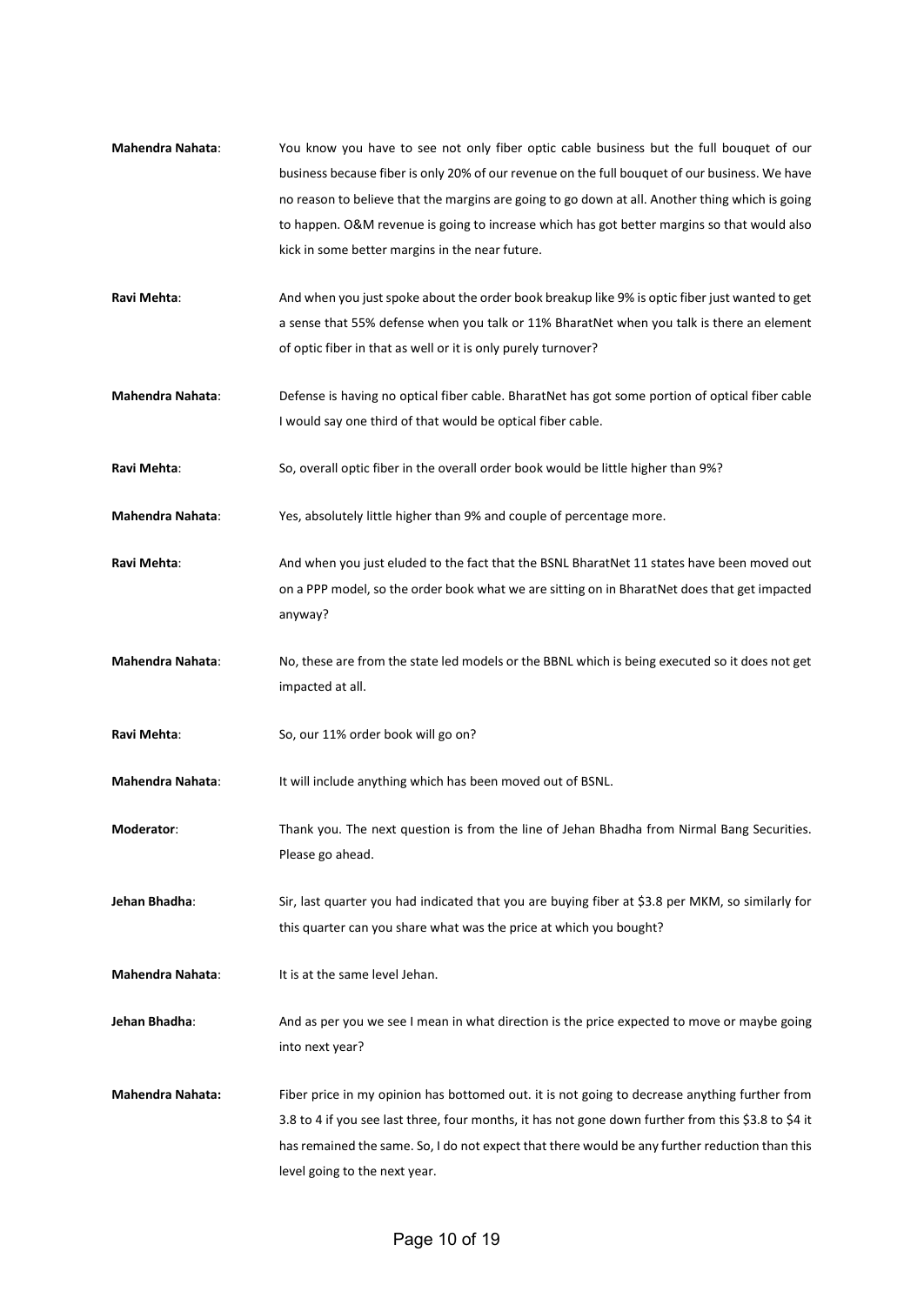**Mahendra Nahata**: You know you have to see not only fiber optic cable business but the full bouquet of our business because fiber is only 20% of our revenue on the full bouquet of our business. We have no reason to believe that the margins are going to go down at all. Another thing which is going to happen. O&M revenue is going to increase which has got better margins so that would also kick in some better margins in the near future.

**Ravi Mehta**: And when you just spoke about the order book breakup like 9% is optic fiber just wanted to get a sense that 55% defense when you talk or 11% BharatNet when you talk is there an element of optic fiber in that as well or it is only purely turnover?

**Mahendra Nahata**: Defense is having no optical fiber cable. BharatNet has got some portion of optical fiber cable I would say one third of that would be optical fiber cable.

**Ravi Mehta**: So, overall optic fiber in the overall order book would be little higher than 9%?

**Mahendra Nahata**: Yes, absolutely little higher than 9% and couple of percentage more.

**Ravi Mehta**: And when you just eluded to the fact that the BSNL BharatNet 11 states have been moved out on a PPP model, so the order book what we are sitting on in BharatNet does that get impacted anyway?

**Mahendra Nahata**: No, these are from the state led models or the BBNL which is being executed so it does not get impacted at all.

**Ravi Mehta**: So, our 11% order book will go on?

**Mahendra Nahata**: It will include anything which has been moved out of BSNL.

**Moderator**: Thank you. The next question is from the line of Jehan Bhadha from Nirmal Bang Securities. Please go ahead.

**Jehan Bhadha**: Sir, last quarter you had indicated that you are buying fiber at $3.8 per MKM, so similarly for this quarter can you share what was the price at which you bought?

**Mahendra Nahata**: It is at the same level Jehan.

**Jehan Bhadha**: And as per you we see I mean in what direction is the price expected to move or maybe going into next year?

**Mahendra Nahata:** Fiber price in my opinion has bottomed out. it is not going to decrease anything further from 3.8 to 4 if you see last three, four months, it has not gone down further from this $3.8 to $4 it has remained the same. So, I do not expect that there would be any further reduction than this level going to the next year.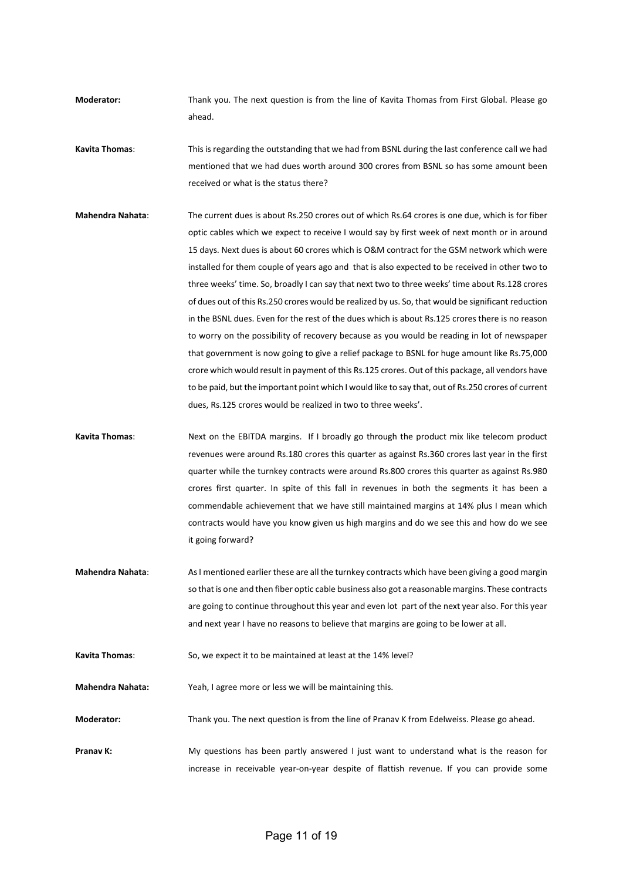**Moderator:** Thank you. The next question is from the line of Kavita Thomas from First Global. Please go ahead.

**Kavita Thomas**: This is regarding the outstanding that we had from BSNL during the last conference call we had mentioned that we had dues worth around 300 crores from BSNL so has some amount been received or what is the status there?

**Mahendra Nahata**: The current dues is about Rs.250 crores out of which Rs.64 crores is one due, which is for fiber optic cables which we expect to receive I would say by first week of next month or in around 15 days. Next dues is about 60 crores which is O&M contract for the GSM network which were installed for them couple of years ago and that is also expected to be received in other two to three weeks' time. So, broadly I can say that next two to three weeks' time about Rs.128 crores of dues out of this Rs.250 crores would be realized by us. So, that would be significant reduction in the BSNL dues. Even for the rest of the dues which is about Rs.125 crores there is no reason to worry on the possibility of recovery because as you would be reading in lot of newspaper that government is now going to give a relief package to BSNL for huge amount like Rs.75,000 crore which would result in payment of this Rs.125 crores. Out of this package, all vendors have to be paid, but the important point which I would like to say that, out of Rs.250 crores of current dues, Rs.125 crores would be realized in two to three weeks'.

**Kavita Thomas**: Next on the EBITDA margins. If I broadly go through the product mix like telecom product revenues were around Rs.180 crores this quarter as against Rs.360 crores last year in the first quarter while the turnkey contracts were around Rs.800 crores this quarter as against Rs.980 crores first quarter. In spite of this fall in revenues in both the segments it has been a commendable achievement that we have still maintained margins at 14% plus I mean which contracts would have you know given us high margins and do we see this and how do we see it going forward?

**Mahendra Nahata**: As I mentioned earlier these are all the turnkey contracts which have been giving a good margin so that is one and then fiber optic cable business also got a reasonable margins. These contracts are going to continue throughout this year and even lot part of the next year also. For this year and next year I have no reasons to believe that margins are going to be lower at all.

**Kavita Thomas**: So, we expect it to be maintained at least at the 14% level?

**Mahendra Nahata:** Yeah, I agree more or less we will be maintaining this.

**Moderator:** Thank you. The next question is from the line of Pranav K from Edelweiss. Please go ahead.

**Pranav K:** My questions has been partly answered I just want to understand what is the reason for increase in receivable year-on-year despite of flattish revenue. If you can provide some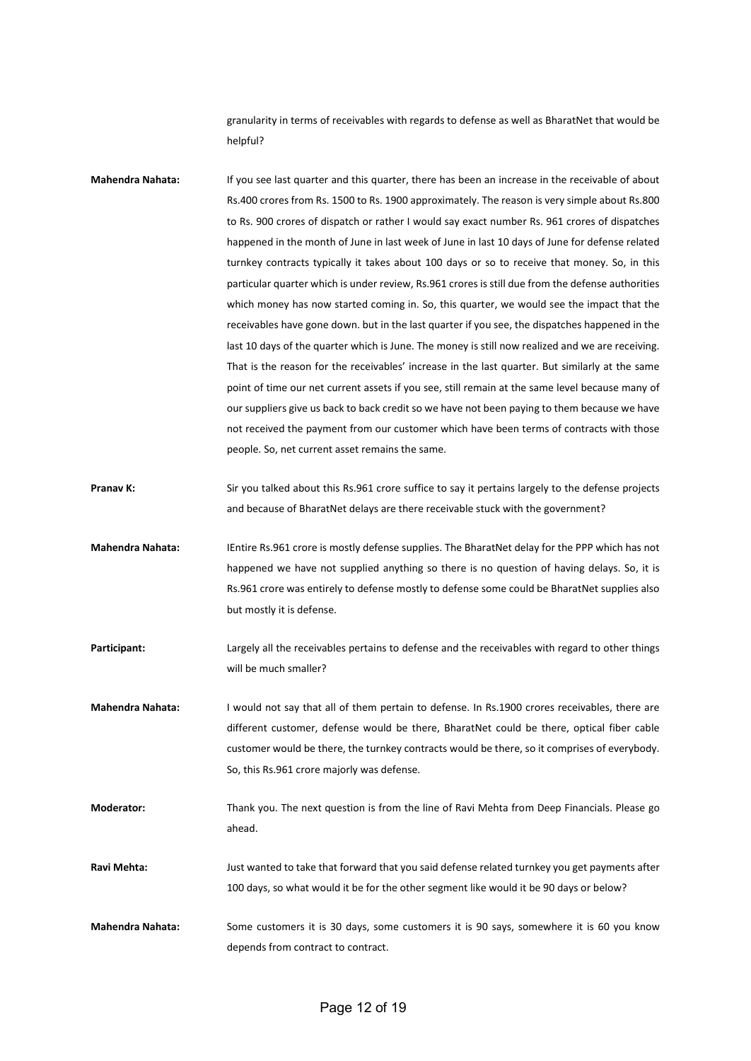granularity in terms of receivables with regards to defense as well as BharatNet that would be helpful?

**Mahendra Nahata:** If you see last quarter and this quarter, there has been an increase in the receivable of about Rs.400 crores from Rs. 1500 to Rs. 1900 approximately. The reason is very simple about Rs.800 to Rs. 900 crores of dispatch or rather I would say exact number Rs. 961 crores of dispatches happened in the month of June in last week of June in last 10 days of June for defense related turnkey contracts typically it takes about 100 days or so to receive that money. So, in this particular quarter which is under review, Rs.961 crores is still due from the defense authorities which money has now started coming in. So, this quarter, we would see the impact that the receivables have gone down. but in the last quarter if you see, the dispatches happened in the last 10 days of the quarter which is June. The money is still now realized and we are receiving. That is the reason for the receivables' increase in the last quarter. But similarly at the same point of time our net current assets if you see, still remain at the same level because many of our suppliers give us back to back credit so we have not been paying to them because we have not received the payment from our customer which have been terms of contracts with those people. So, net current asset remains the same.

**Pranav K:** Sir you talked about this Rs.961 crore suffice to say it pertains largely to the defense projects and because of BharatNet delays are there receivable stuck with the government?

**Mahendra Nahata:** IEntire Rs.961 crore is mostly defense supplies. The BharatNet delay for the PPP which has not happened we have not supplied anything so there is no question of having delays. So, it is Rs.961 crore was entirely to defense mostly to defense some could be BharatNet supplies also but mostly it is defense.

**Participant:** Largely all the receivables pertains to defense and the receivables with regard to other things will be much smaller?

**Mahendra Nahata:** I would not say that all of them pertain to defense. In Rs.1900 crores receivables, there are different customer, defense would be there, BharatNet could be there, optical fiber cable customer would be there, the turnkey contracts would be there, so it comprises of everybody. So, this Rs.961 crore majorly was defense.

**Moderator:** Thank you. The next question is from the line of Ravi Mehta from Deep Financials. Please go ahead.

**Ravi Mehta:** Just wanted to take that forward that you said defense related turnkey you get payments after 100 days, so what would it be for the other segment like would it be 90 days or below?

**Mahendra Nahata:** Some customers it is 30 days, some customers it is 90 says, somewhere it is 60 you know depends from contract to contract.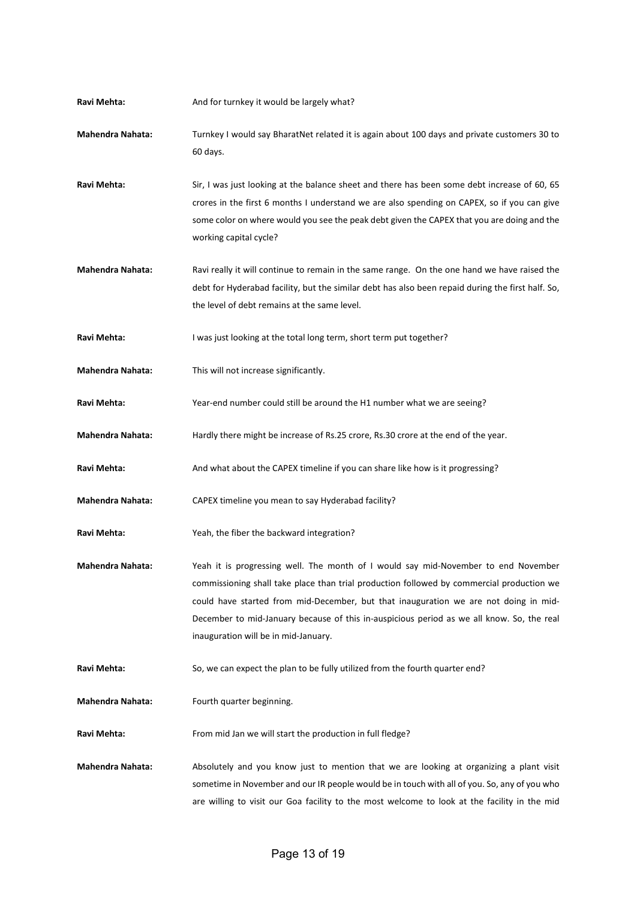**Ravi Mehta:** And for turnkey it would be largely what?

**Mahendra Nahata:** Turnkey I would say BharatNet related it is again about 100 days and private customers 30 to 60 days.

**Ravi Mehta:** Sir, I was just looking at the balance sheet and there has been some debt increase of 60, 65 crores in the first 6 months I understand we are also spending on CAPEX, so if you can give some color on where would you see the peak debt given the CAPEX that you are doing and the working capital cycle?

**Mahendra Nahata:** Ravi really it will continue to remain in the same range. On the one hand we have raised the debt for Hyderabad facility, but the similar debt has also been repaid during the first half. So, the level of debt remains at the same level.

**Ravi Mehta:** I was just looking at the total long term, short term put together?

**Mahendra Nahata:** This will not increase significantly.

**Ravi Mehta:** Year-end number could still be around the H1 number what we are seeing?

**Mahendra Nahata:** Hardly there might be increase of Rs.25 crore, Rs.30 crore at the end of the year.

**Ravi Mehta:** And what about the CAPEX timeline if you can share like how is it progressing?

**Mahendra Nahata:** CAPEX timeline you mean to say Hyderabad facility?

**Ravi Mehta:** Yeah, the fiber the backward integration?

**Mahendra Nahata:** Yeah it is progressing well. The month of I would say mid-November to end November commissioning shall take place than trial production followed by commercial production we could have started from mid-December, but that inauguration we are not doing in mid-December to mid-January because of this in-auspicious period as we all know. So, the real inauguration will be in mid-January.

**Ravi Mehta:** So, we can expect the plan to be fully utilized from the fourth quarter end?

**Mahendra Nahata:** Fourth quarter beginning.

**Ravi Mehta:** From mid Jan we will start the production in full fledge?

**Mahendra Nahata:** Absolutely and you know just to mention that we are looking at organizing a plant visit sometime in November and our IR people would be in touch with all of you. So, any of you who are willing to visit our Goa facility to the most welcome to look at the facility in the mid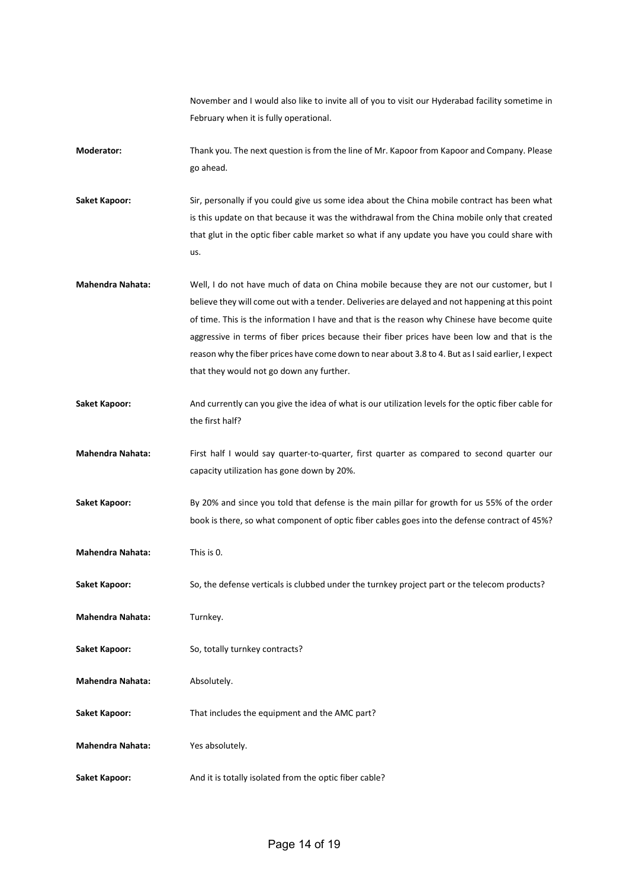November and I would also like to invite all of you to visit our Hyderabad facility sometime in February when it is fully operational.

**Moderator:** Thank you. The next question is from the line of Mr. Kapoor from Kapoor and Company. Please go ahead.

**Saket Kapoor:** Sir, personally if you could give us some idea about the China mobile contract has been what is this update on that because it was the withdrawal from the China mobile only that created that glut in the optic fiber cable market so what if any update you have you could share with us.

**Mahendra Nahata:** Well, I do not have much of data on China mobile because they are not our customer, but I believe they will come out with a tender. Deliveries are delayed and not happening at this point of time. This is the information I have and that is the reason why Chinese have become quite aggressive in terms of fiber prices because their fiber prices have been low and that is the reason why the fiber prices have come down to near about 3.8 to 4. But as I said earlier, I expect that they would not go down any further.

**Saket Kapoor:** And currently can you give the idea of what is our utilization levels for the optic fiber cable for the first half?

**Mahendra Nahata:** First half I would say quarter-to-quarter, first quarter as compared to second quarter our capacity utilization has gone down by 20%.

**Saket Kapoor:** By 20% and since you told that defense is the main pillar for growth for us 55% of the order book is there, so what component of optic fiber cables goes into the defense contract of 45%?

**Mahendra Nahata:** This is 0.

**Saket Kapoor:** So, the defense verticals is clubbed under the turnkey project part or the telecom products?

**Mahendra Nahata:** Turnkey.

**Saket Kapoor:** So, totally turnkey contracts?

**Mahendra Nahata:** Absolutely.

**Saket Kapoor:** That includes the equipment and the AMC part?

**Mahendra Nahata:** Yes absolutely.

**Saket Kapoor:** And it is totally isolated from the optic fiber cable?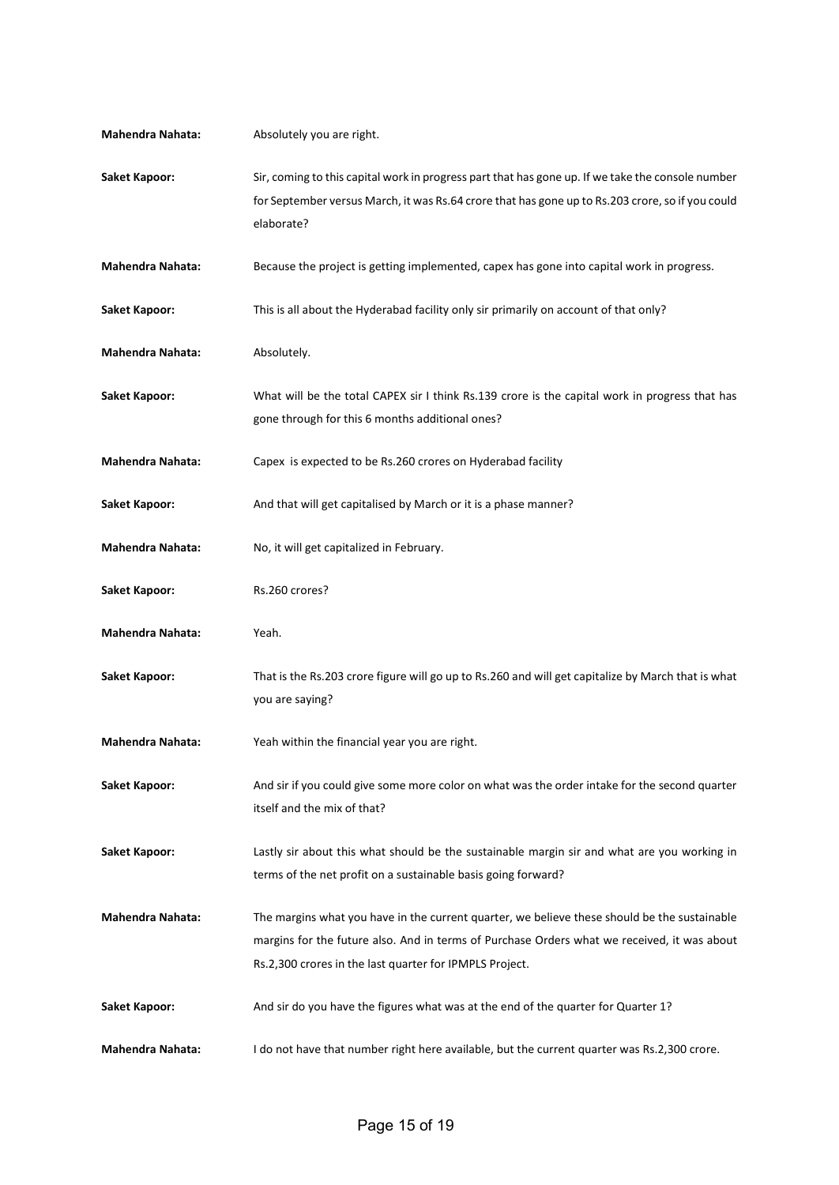**Mahendra Nahata:** Absolutely you are right.

**Saket Kapoor:** Sir, coming to this capital work in progress part that has gone up. If we take the console number for September versus March, it was Rs.64 crore that has gone up to Rs.203 crore, so if you could elaborate?

**Mahendra Nahata:** Because the project is getting implemented, capex has gone into capital work in progress.

**Saket Kapoor:** This is all about the Hyderabad facility only sir primarily on account of that only?

**Mahendra Nahata:** Absolutely.

**Saket Kapoor:** What will be the total CAPEX sir I think Rs.139 crore is the capital work in progress that has gone through for this 6 months additional ones?

**Mahendra Nahata:** Capex is expected to be Rs.260 crores on Hyderabad facility

**Saket Kapoor:** And that will get capitalised by March or it is a phase manner?

**Mahendra Nahata:** No, it will get capitalized in February.

**Saket Kapoor:** Rs.260 crores?

**Mahendra Nahata:** Yeah.

**Saket Kapoor:** That is the Rs.203 crore figure will go up to Rs.260 and will get capitalize by March that is what you are saying?

**Mahendra Nahata:** Yeah within the financial year you are right.

**Saket Kapoor:** And sir if you could give some more color on what was the order intake for the second quarter itself and the mix of that?

**Saket Kapoor:** Lastly sir about this what should be the sustainable margin sir and what are you working in terms of the net profit on a sustainable basis going forward?

**Mahendra Nahata:** The margins what you have in the current quarter, we believe these should be the sustainable margins for the future also. And in terms of Purchase Orders what we received, it was about Rs.2,300 crores in the last quarter for IPMPLS Project.

**Saket Kapoor:** And sir do you have the figures what was at the end of the quarter for Quarter 1?

**Mahendra Nahata:** I do not have that number right here available, but the current quarter was Rs.2,300 crore.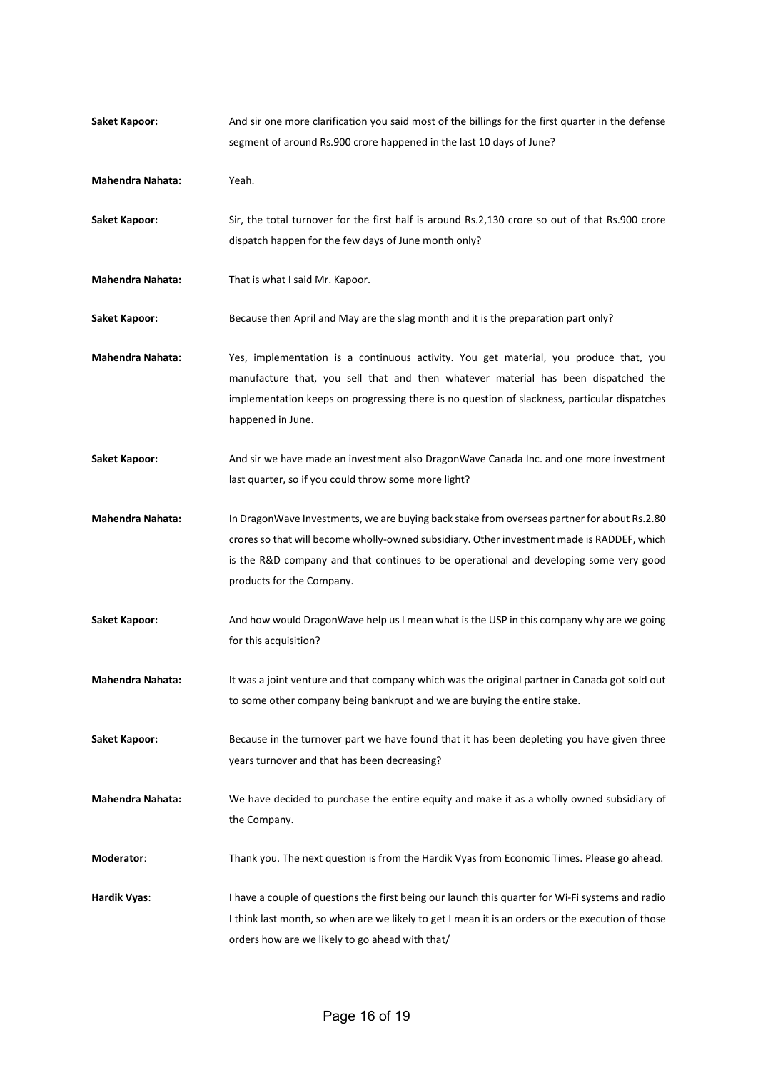**Saket Kapoor:** And sir one more clarification you said most of the billings for the first quarter in the defense segment of around Rs.900 crore happened in the last 10 days of June?

**Mahendra Nahata:** Yeah.

**Saket Kapoor:** Sir, the total turnover for the first half is around Rs.2,130 crore so out of that Rs.900 crore dispatch happen for the few days of June month only?

**Mahendra Nahata:** That is what I said Mr. Kapoor.

**Saket Kapoor:** Because then April and May are the slag month and it is the preparation part only?

**Mahendra Nahata:** Yes, implementation is a continuous activity. You get material, you produce that, you manufacture that, you sell that and then whatever material has been dispatched the implementation keeps on progressing there is no question of slackness, particular dispatches happened in June.

**Saket Kapoor:** And sir we have made an investment also DragonWave Canada Inc. and one more investment last quarter, so if you could throw some more light?

**Mahendra Nahata:** In DragonWave Investments, we are buying back stake from overseas partner for about Rs.2.80 crores so that will become wholly-owned subsidiary. Other investment made is RADDEF, which is the R&D company and that continues to be operational and developing some very good products for the Company.

**Saket Kapoor:** And how would DragonWave help us I mean what is the USP in this company why are we going for this acquisition?

**Mahendra Nahata:** It was a joint venture and that company which was the original partner in Canada got sold out to some other company being bankrupt and we are buying the entire stake.

**Saket Kapoor:** Because in the turnover part we have found that it has been depleting you have given three years turnover and that has been decreasing?

**Mahendra Nahata:** We have decided to purchase the entire equity and make it as a wholly owned subsidiary of the Company.

**Moderator**: Thank you. The next question is from the Hardik Vyas from Economic Times. Please go ahead.

**Hardik Vyas**: I have a couple of questions the first being our launch this quarter for Wi-Fi systems and radio I think last month, so when are we likely to get I mean it is an orders or the execution of those orders how are we likely to go ahead with that/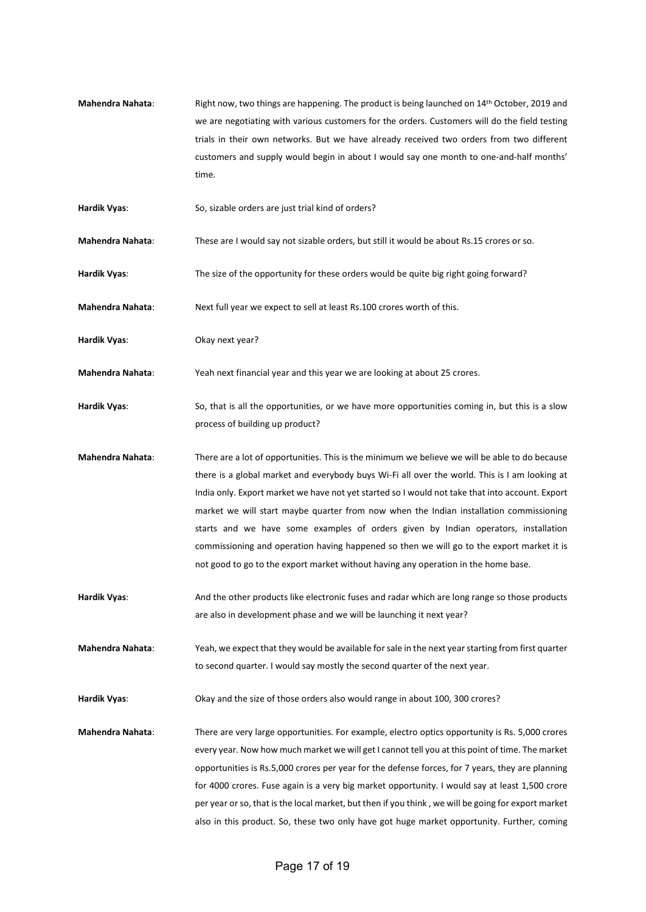**Mahendra Nahata**: Right now, two things are happening. The product is being launched on 14th October, 2019 and we are negotiating with various customers for the orders. Customers will do the field testing trials in their own networks. But we have already received two orders from two different customers and supply would begin in about I would say one month to one-and-half months' time.

**Hardik Vyas**: So, sizable orders are just trial kind of orders?

**Mahendra Nahata**: These are I would say not sizable orders, but still it would be about Rs.15 crores or so.

**Hardik Vyas**: The size of the opportunity for these orders would be quite big right going forward?

**Mahendra Nahata**: Next full year we expect to sell at least Rs.100 crores worth of this.

**Hardik Vyas**: Okay next year?

**Mahendra Nahata**: Yeah next financial year and this year we are looking at about 25 crores.

**Hardik Vyas**: So, that is all the opportunities, or we have more opportunities coming in, but this is a slow process of building up product?

**Mahendra Nahata**: There are a lot of opportunities. This is the minimum we believe we will be able to do because there is a global market and everybody buys Wi-Fi all over the world. This is I am looking at India only. Export market we have not yet started so I would not take that into account. Export market we will start maybe quarter from now when the Indian installation commissioning starts and we have some examples of orders given by Indian operators, installation commissioning and operation having happened so then we will go to the export market it is not good to go to the export market without having any operation in the home base.

**Hardik Vyas**: And the other products like electronic fuses and radar which are long range so those products are also in development phase and we will be launching it next year?

**Mahendra Nahata**: Yeah, we expect that they would be available for sale in the next year starting from first quarter to second quarter. I would say mostly the second quarter of the next year.

**Hardik Vyas**: Okay and the size of those orders also would range in about 100, 300 crores?

**Mahendra Nahata**: There are very large opportunities. For example, electro optics opportunity is Rs. 5,000 crores every year. Now how much market we will get I cannot tell you at this point of time. The market opportunities is Rs.5,000 crores per year for the defense forces, for 7 years, they are planning for 4000 crores. Fuse again is a very big market opportunity. I would say at least 1,500 crore per year or so, that is the local market, but then if you think , we will be going for export market also in this product. So, these two only have got huge market opportunity. Further, coming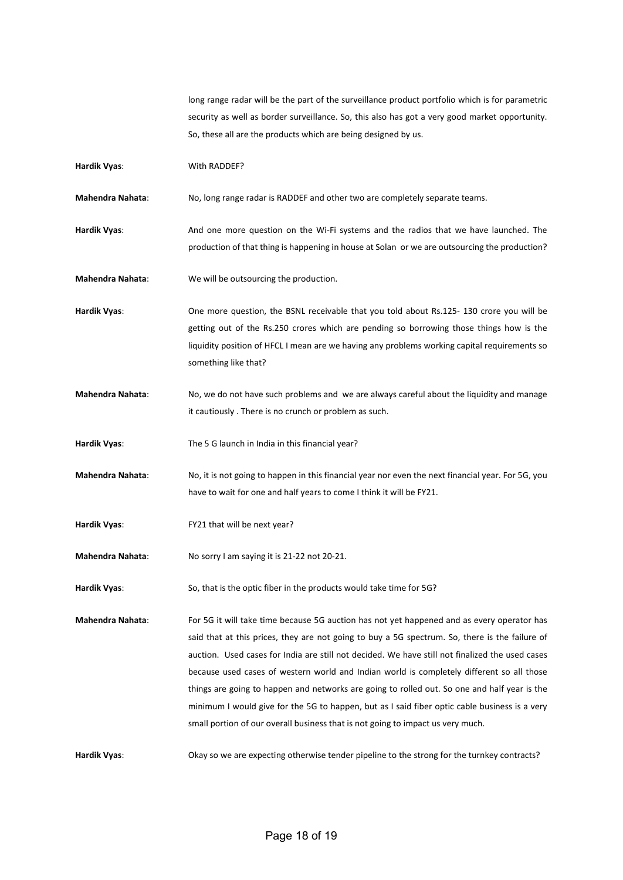long range radar will be the part of the surveillance product portfolio which is for parametric security as well as border surveillance. So, this also has got a very good market opportunity. So, these all are the products which are being designed by us.

**Hardik Vyas**: With RADDEF?

**Mahendra Nahata**: No, long range radar is RADDEF and other two are completely separate teams.

**Hardik Vyas**: And one more question on the Wi-Fi systems and the radios that we have launched. The production of that thing is happening in house at Solan or we are outsourcing the production?

**Mahendra Nahata**: We will be outsourcing the production.

**Hardik Vyas**: One more question, the BSNL receivable that you told about Rs.125- 130 crore you will be getting out of the Rs.250 crores which are pending so borrowing those things how is the liquidity position of HFCL I mean are we having any problems working capital requirements so something like that?

**Mahendra Nahata**: No, we do not have such problems and we are always careful about the liquidity and manage it cautiously . There is no crunch or problem as such.

**Hardik Vyas**: The 5 G launch in India in this financial year?

**Mahendra Nahata**: No, it is not going to happen in this financial year nor even the next financial year. For 5G, you have to wait for one and half years to come I think it will be FY21.

**Hardik Vyas**: FY21 that will be next year?

**Mahendra Nahata**: No sorry I am saying it is 21-22 not 20-21.

**Hardik Vyas**: So, that is the optic fiber in the products would take time for 5G?

**Mahendra Nahata**: For 5G it will take time because 5G auction has not yet happened and as every operator has said that at this prices, they are not going to buy a 5G spectrum. So, there is the failure of auction. Used cases for India are still not decided. We have still not finalized the used cases because used cases of western world and Indian world is completely different so all those things are going to happen and networks are going to rolled out. So one and half year is the minimum I would give for the 5G to happen, but as I said fiber optic cable business is a very small portion of our overall business that is not going to impact us very much.

**Hardik Vyas**: Okay so we are expecting otherwise tender pipeline to the strong for the turnkey contracts?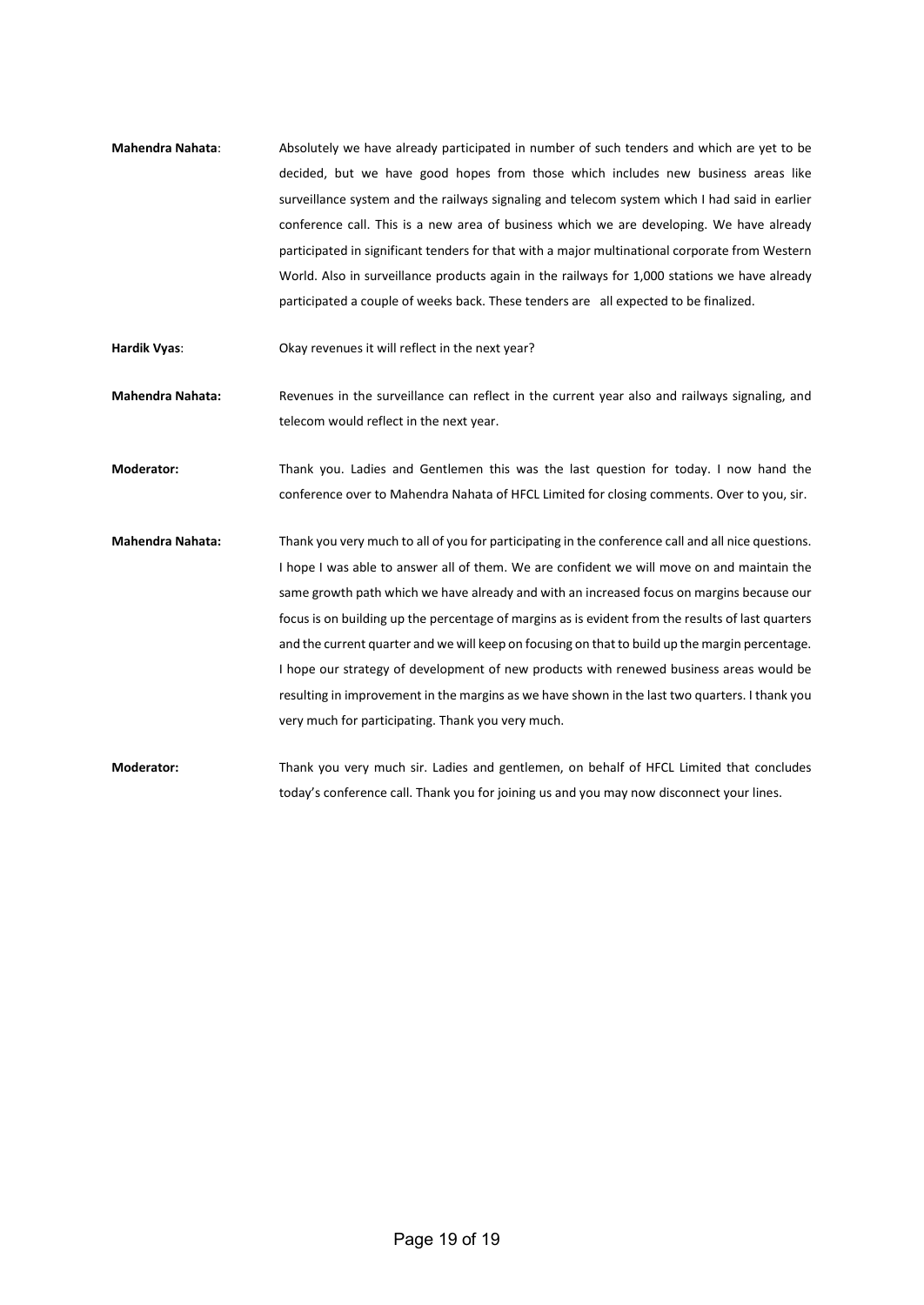**Mahendra Nahata**: Absolutely we have already participated in number of such tenders and which are yet to be decided, but we have good hopes from those which includes new business areas like surveillance system and the railways signaling and telecom system which I had said in earlier conference call. This is a new area of business which we are developing. We have already participated in significant tenders for that with a major multinational corporate from Western World. Also in surveillance products again in the railways for 1,000 stations we have already participated a couple of weeks back. These tenders are all expected to be finalized.

**Hardik Vyas**: Okay revenues it will reflect in the next year?

**Mahendra Nahata:** Revenues in the surveillance can reflect in the current year also and railways signaling, and telecom would reflect in the next year.

**Moderator:** Thank you. Ladies and Gentlemen this was the last question for today. I now hand the conference over to Mahendra Nahata of HFCL Limited for closing comments. Over to you, sir.

**Mahendra Nahata:** Thank you very much to all of you for participating in the conference call and all nice questions. I hope I was able to answer all of them. We are confident we will move on and maintain the same growth path which we have already and with an increased focus on margins because our focus is on building up the percentage of margins as is evident from the results of last quarters and the current quarter and we will keep on focusing on that to build up the margin percentage. I hope our strategy of development of new products with renewed business areas would be resulting in improvement in the margins as we have shown in the last two quarters. I thank you very much for participating. Thank you very much.

**Moderator:** Thank you very much sir. Ladies and gentlemen, on behalf of HFCL Limited that concludes today's conference call. Thank you for joining us and you may now disconnect your lines.